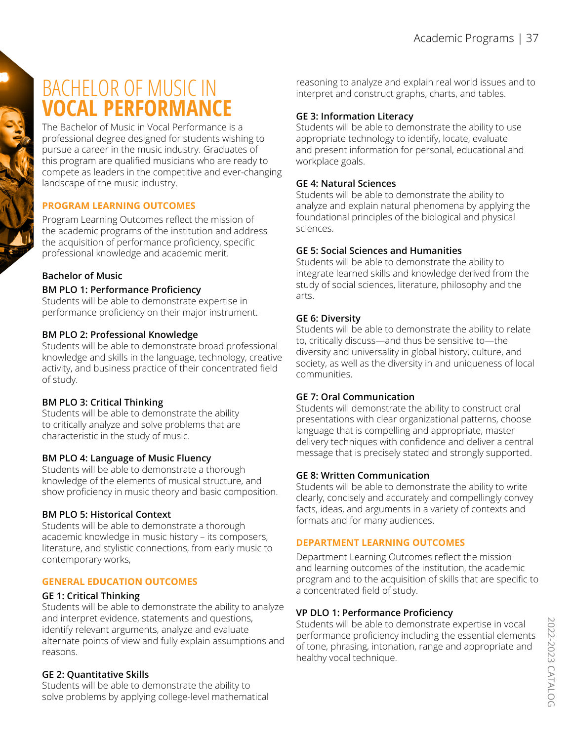# BACHELOR OF MUSIC IN VOCAL PERFORMANCE

The Bachelor of Music in Vocal Performance is a professional degree designed for students wishing to pursue a career in the music industry. Graduates of this program are qualified musicians who are ready to compete as leaders in the competitive and ever-changing landscape of the music industry.

## PROGRAM LEARNING OUTCOMES

Program Learning Outcomes reflect the mission of the academic programs of the institution and address the acquisition of performance proficiency, specific professional knowledge and academic merit.

### Bachelor of Music

**BM PLO 1: Performance Proficiency**
Students will be able to demonstrate expertise in performance proficiency on their major instrument.

**BM PLO 2: Professional Knowledge**
Students will be able to demonstrate broad professional knowledge and skills in the language, technology, creative activity, and business practice of their concentrated field of study.

**BM PLO 3: Critical Thinking**
Students will be able to demonstrate the ability to critically analyze and solve problems that are characteristic in the study of music.

**BM PLO 4: Language of Music Fluency**
Students will be able to demonstrate a thorough knowledge of the elements of musical structure, and show proficiency in music theory and basic composition.

**BM PLO 5: Historical Context**
Students will be able to demonstrate a thorough academic knowledge in music history – its composers, literature, and stylistic connections, from early music to contemporary works,

## GENERAL EDUCATION OUTCOMES

**GE 1: Critical Thinking**
Students will be able to demonstrate the ability to analyze and interpret evidence, statements and questions, identify relevant arguments, analyze and evaluate alternate points of view and fully explain assumptions and reasons.

**GE 2: Quantitative Skills**
Students will be able to demonstrate the ability to solve problems by applying college-level mathematical reasoning to analyze and explain real world issues and to interpret and construct graphs, charts, and tables.

**GE 3: Information Literacy**
Students will be able to demonstrate the ability to use appropriate technology to identify, locate, evaluate and present information for personal, educational and workplace goals.

**GE 4: Natural Sciences**
Students will be able to demonstrate the ability to analyze and explain natural phenomena by applying the foundational principles of the biological and physical sciences.

**GE 5: Social Sciences and Humanities**
Students will be able to demonstrate the ability to integrate learned skills and knowledge derived from the study of social sciences, literature, philosophy and the arts.

**GE 6: Diversity**
Students will be able to demonstrate the ability to relate to, critically discuss—and thus be sensitive to—the diversity and universality in global history, culture, and society, as well as the diversity in and uniqueness of local communities.

**GE 7: Oral Communication**
Students will demonstrate the ability to construct oral presentations with clear organizational patterns, choose language that is compelling and appropriate, master delivery techniques with confidence and deliver a central message that is precisely stated and strongly supported.

**GE 8: Written Communication**
Students will be able to demonstrate the ability to write clearly, concisely and accurately and compellingly convey facts, ideas, and arguments in a variety of contexts and formats and for many audiences.

## DEPARTMENT LEARNING OUTCOMES

Department Learning Outcomes reflect the mission and learning outcomes of the institution, the academic program and to the acquisition of skills that are specific to a concentrated field of study.

**VP DLO 1: Performance Proficiency**
Students will be able to demonstrate expertise in vocal performance proficiency including the essential elements of tone, phrasing, intonation, range and appropriate and healthy vocal technique.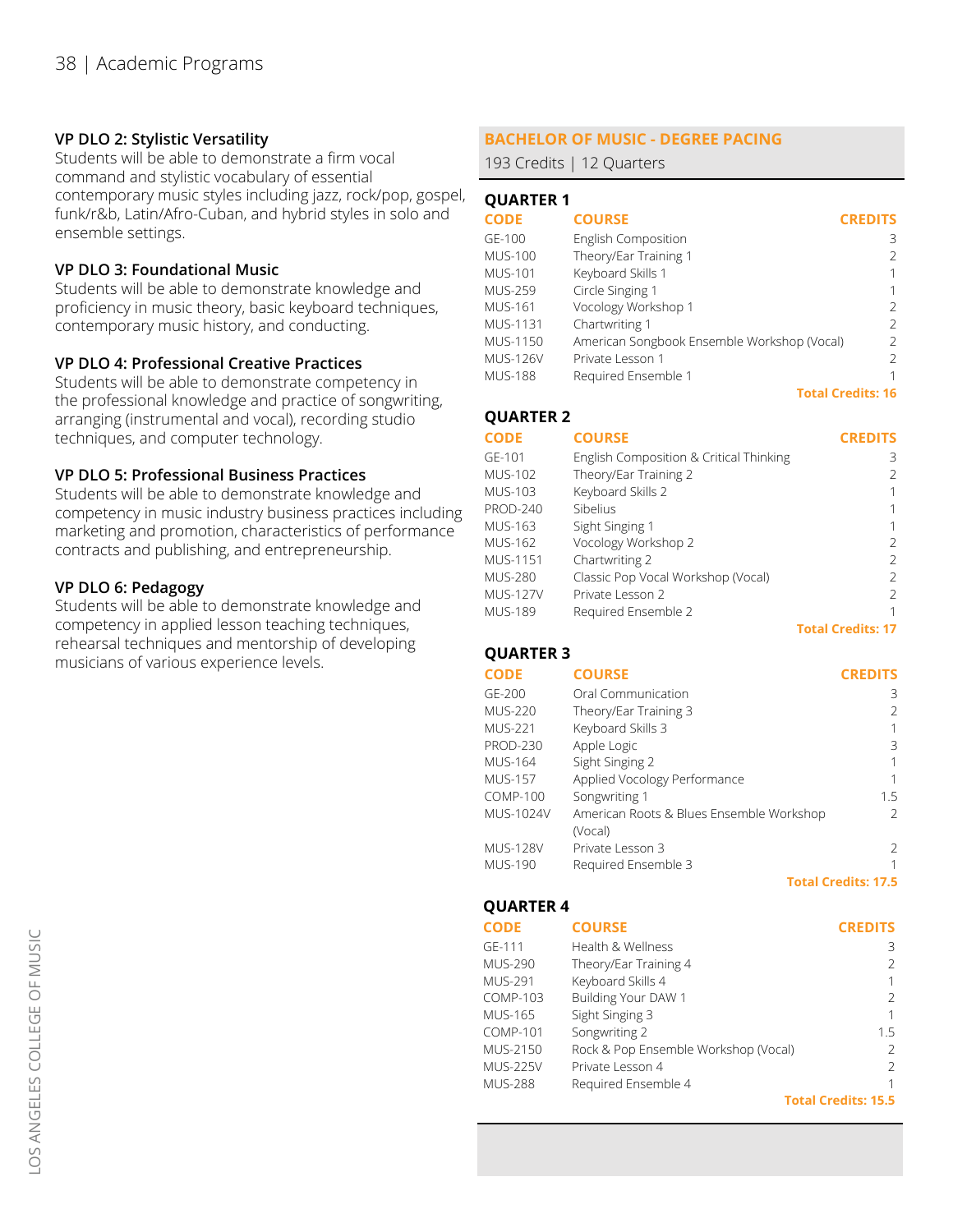### VP DLO 2: Stylistic Versatility

Students will be able to demonstrate a firm vocal command and stylistic vocabulary of essential contemporary music styles including jazz, rock/pop, gospel, funk/r&b, Latin/Afro-Cuban, and hybrid styles in solo and ensemble settings.

### VP DLO 3: Foundational Music

Students will be able to demonstrate knowledge and proficiency in music theory, basic keyboard techniques, contemporary music history, and conducting.

### VP DLO 4: Professional Creative Practices

Students will be able to demonstrate competency in the professional knowledge and practice of songwriting, arranging (instrumental and vocal), recording studio techniques, and computer technology.

### VP DLO 5: Professional Business Practices

Students will be able to demonstrate knowledge and competency in music industry business practices including marketing and promotion, characteristics of performance contracts and publishing, and entrepreneurship.

### VP DLO 6: Pedagogy

Students will be able to demonstrate knowledge and competency in applied lesson teaching techniques, rehearsal techniques and mentorship of developing musicians of various experience levels.

## BACHELOR OF MUSIC - DEGREE PACING

193 Credits | 12 Quarters

### QUARTER 1

| CODE | COURSE | CREDITS |
|---|---|---|
| GE-100 | English Composition | 3 |
| MUS-100 | Theory/Ear Training 1 | 2 |
| MUS-101 | Keyboard Skills 1 | 1 |
| MUS-259 | Circle Singing 1 | 1 |
| MUS-161 | Vocology Workshop 1 | 2 |
| MUS-1131 | Chartwriting 1 | 2 |
| MUS-1150 | American Songbook Ensemble Workshop (Vocal) | 2 |
| MUS-126V | Private Lesson 1 | 2 |
| MUS-188 | Required Ensemble 1 | 1 |
| | | **Total Credits: 16** |

### QUARTER 2

| CODE | COURSE | CREDITS |
|---|---|---|
| GE-101 | English Composition & Critical Thinking | 3 |
| MUS-102 | Theory/Ear Training 2 | 2 |
| MUS-103 | Keyboard Skills 2 | 1 |
| PROD-240 | Sibelius | 1 |
| MUS-163 | Sight Singing 1 | 1 |
| MUS-162 | Vocology Workshop 2 | 2 |
| MUS-1151 | Chartwriting 2 | 2 |
| MUS-280 | Classic Pop Vocal Workshop (Vocal) | 2 |
| MUS-127V | Private Lesson 2 | 2 |
| MUS-189 | Required Ensemble 2 | 1 |
| | | **Total Credits: 17** |

### QUARTER 3

| CODE | COURSE | CREDITS |
|---|---|---|
| GE-200 | Oral Communication | 3 |
| MUS-220 | Theory/Ear Training 3 | 2 |
| MUS-221 | Keyboard Skills 3 | 1 |
| PROD-230 | Apple Logic | 3 |
| MUS-164 | Sight Singing 2 | 1 |
| MUS-157 | Applied Vocology Performance | 1 |
| COMP-100 | Songwriting 1 | 1.5 |
| MUS-1024V | American Roots & Blues Ensemble Workshop (Vocal) | 2 |
| MUS-128V | Private Lesson 3 | 2 |
| MUS-190 | Required Ensemble 3 | 1 |
| | | **Total Credits: 17.5** |

### QUARTER 4

| CODE | COURSE | CREDITS |
|---|---|---|
| GE-111 | Health & Wellness | 3 |
| MUS-290 | Theory/Ear Training 4 | 2 |
| MUS-291 | Keyboard Skills 4 | 1 |
| COMP-103 | Building Your DAW 1 | 2 |
| MUS-165 | Sight Singing 3 | 1 |
| COMP-101 | Songwriting 2 | 1.5 |
| MUS-2150 | Rock & Pop Ensemble Workshop (Vocal) | 2 |
| MUS-225V | Private Lesson 4 | 2 |
| MUS-288 | Required Ensemble 4 | 1 |
| | | **Total Credits: 15.5** |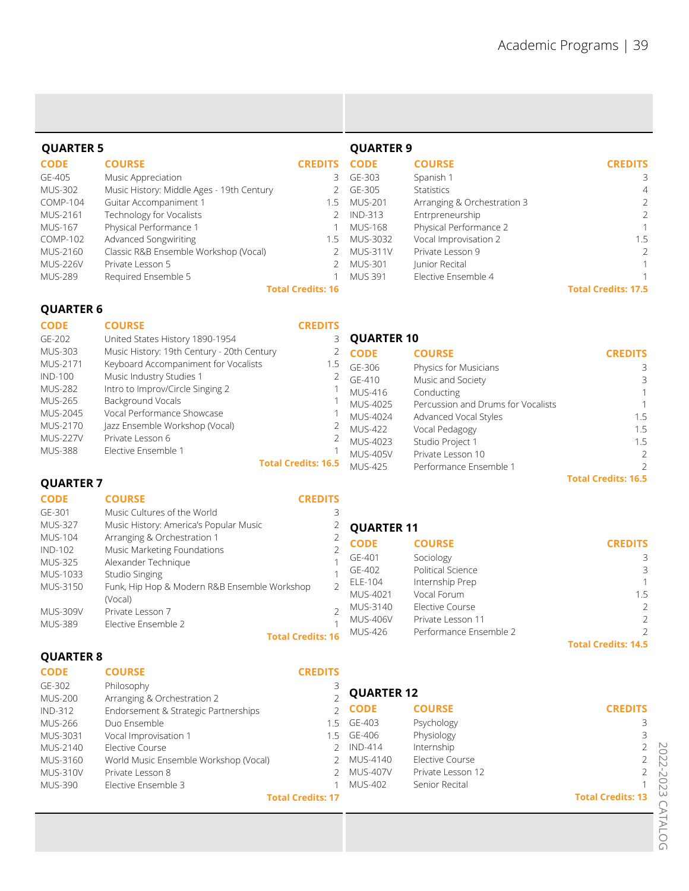## QUARTER 5

| CODE | COURSE | CREDITS |
|---|---|---|
| GE-405 | Music Appreciation | 3 |
| MUS-302 | Music History: Middle Ages - 19th Century | 2 |
| COMP-104 | Guitar Accompaniment 1 | 1.5 |
| MUS-2161 | Technology for Vocalists | 2 |
| MUS-167 | Physical Performance 1 | 1 |
| COMP-102 | Advanced Songwriting | 1.5 |
| MUS-2160 | Classic R&B Ensemble Workshop (Vocal) | 2 |
| MUS-226V | Private Lesson 5 | 2 |
| MUS-289 | Required Ensemble 5 | 1 |
| | | **Total Credits: 16** |

## QUARTER 6

| CODE | COURSE | CREDITS |
|---|---|---|
| GE-202 | United States History 1890-1954 | 3 |
| MUS-303 | Music History: 19th Century - 20th Century | 2 |
| MUS-2171 | Keyboard Accompaniment for Vocalists | 1.5 |
| IND-100 | Music Industry Studies 1 | 2 |
| MUS-282 | Intro to Improv/Circle Singing 2 | 1 |
| MUS-265 | Background Vocals | 1 |
| MUS-2045 | Vocal Performance Showcase | 1 |
| MUS-2170 | Jazz Ensemble Workshop (Vocal) | 2 |
| MUS-227V | Private Lesson 6 | 2 |
| MUS-388 | Elective Ensemble 1 | 1 |
| | | **Total Credits: 16.5** |

## QUARTER 7

| CODE | COURSE | CREDITS |
|---|---|---|
| GE-301 | Music Cultures of the World | 3 |
| MUS-327 | Music History: America's Popular Music | 2 |
| MUS-104 | Arranging & Orchestration 1 | 2 |
| IND-102 | Music Marketing Foundations | 2 |
| MUS-325 | Alexander Technique | 1 |
| MUS-1033 | Studio Singing | 1 |
| MUS-3150 | Funk, Hip Hop & Modern R&B Ensemble Workshop (Vocal) | 2 |
| MUS-309V | Private Lesson 7 | 2 |
| MUS-389 | Elective Ensemble 2 | 1 |
| | | **Total Credits: 16** |

## QUARTER 8

| CODE | COURSE | CREDITS |
|---|---|---|
| GE-302 | Philosophy | 3 |
| MUS-200 | Arranging & Orchestration 2 | 2 |
| IND-312 | Endorsement & Strategic Partnerships | 2 |
| MUS-266 | Duo Ensemble | 1.5 |
| MUS-3031 | Vocal Improvisation 1 | 1.5 |
| MUS-2140 | Elective Course | 2 |
| MUS-3160 | World Music Ensemble Workshop (Vocal) | 2 |
| MUS-310V | Private Lesson 8 | 2 |
| MUS-390 | Elective Ensemble 3 | 1 |
| | | **Total Credits: 17** |

## QUARTER 9

| CODE | COURSE | CREDITS |
|---|---|---|
| GE-303 | Spanish 1 | 3 |
| GE-305 | Statistics | 4 |
| MUS-201 | Arranging & Orchestration 3 | 2 |
| IND-313 | Entrpreneurship | 2 |
| MUS-168 | Physical Performance 2 | 1 |
| MUS-3032 | Vocal Improvisation 2 | 1.5 |
| MUS-311V | Private Lesson 9 | 2 |
| MUS-301 | Junior Recital | 1 |
| MUS 391 | Elective Ensemble 4 | 1 |
| | | **Total Credits: 17.5** |

## QUARTER 10

| CODE | COURSE | CREDITS |
|---|---|---|
| GE-306 | Physics for Musicians | 3 |
| GE-410 | Music and Society | 3 |
| MUS-416 | Conducting | 1 |
| MUS-4025 | Percussion and Drums for Vocalists | 1 |
| MUS-4024 | Advanced Vocal Styles | 1.5 |
| MUS-422 | Vocal Pedagogy | 1.5 |
| MUS-4023 | Studio Project 1 | 1.5 |
| MUS-405V | Private Lesson 10 | 2 |
| MUS-425 | Performance Ensemble 1 | 2 |
| | | **Total Credits: 16.5** |

## QUARTER 11

| CODE | COURSE | CREDITS |
|---|---|---|
| GE-401 | Sociology | 3 |
| GE-402 | Political Science | 3 |
| ELE-104 | Internship Prep | 1 |
| MUS-4021 | Vocal Forum | 1.5 |
| MUS-3140 | Elective Course | 2 |
| MUS-406V | Private Lesson 11 | 2 |
| MUS-426 | Performance Ensemble 2 | 2 |
| | | **Total Credits: 14.5** |

## QUARTER 12

| CODE | COURSE | CREDITS |
|---|---|---|
| GE-403 | Psychology | 3 |
| GE-406 | Physiology | 3 |
| IND-414 | Internship | 2 |
| MUS-4140 | Elective Course | 2 |
| MUS-407V | Private Lesson 12 | 2 |
| MUS-402 | Senior Recital | 1 |
| | | **Total Credits: 13** |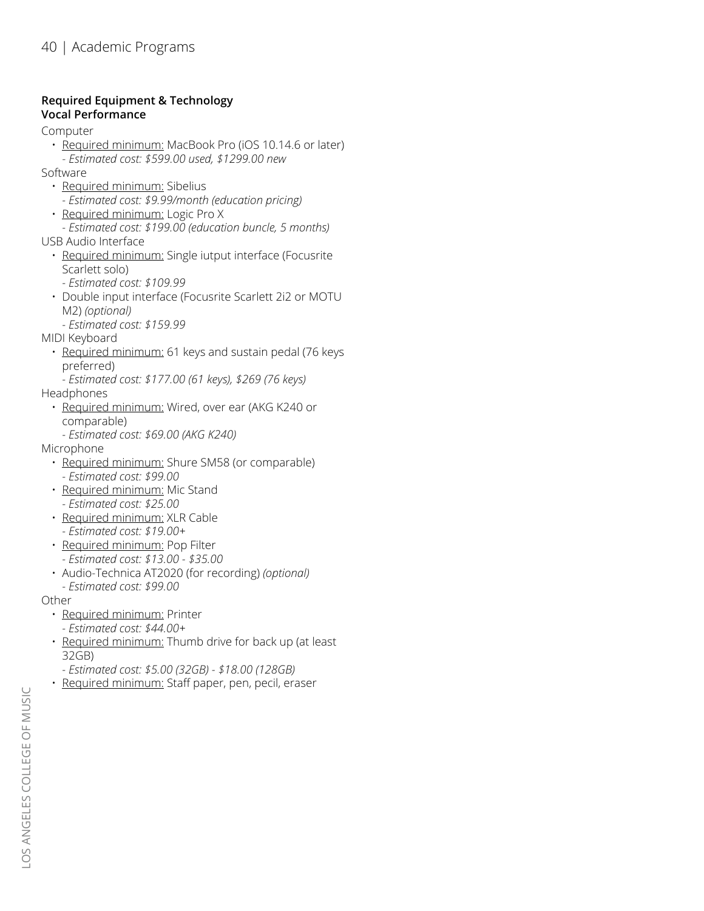**Required Equipment & Technology**
**Vocal Performance**

Computer

- Required minimum: MacBook Pro (iOS 10.14.6 or later)
  - *Estimated cost: $599.00 used, $1299.00 new*

Software

- Required minimum: Sibelius
  - *Estimated cost: $9.99/month (education pricing)*
- Required minimum: Logic Pro X
  - *Estimated cost: $199.00 (education buncle, 5 months)*

USB Audio Interface

- Required minimum: Single iutput interface (Focusrite Scarlett solo)
  - *Estimated cost: $109.99*
- Double input interface (Focusrite Scarlett 2i2 or MOTU M2) *(optional)*
  - *Estimated cost: $159.99*

MIDI Keyboard

- Required minimum: 61 keys and sustain pedal (76 keys preferred)
  - *Estimated cost: $177.00 (61 keys), $269 (76 keys)*

Headphones

- Required minimum: Wired, over ear (AKG K240 or comparable)
  - *Estimated cost: $69.00 (AKG K240)*

Microphone

- Required minimum: Shure SM58 (or comparable)
  - *Estimated cost: $99.00*
- Required minimum: Mic Stand
  - *Estimated cost: $25.00*
- Required minimum: XLR Cable
  - *Estimated cost: $19.00+*
- Required minimum: Pop Filter
  - *Estimated cost: $13.00 - $35.00*
- Audio-Technica AT2020 (for recording) *(optional)*
  - *Estimated cost: $99.00*

Other

- Required minimum: Printer
  - *Estimated cost: $44.00+*
- Required minimum: Thumb drive for back up (at least 32GB)
  - *Estimated cost: $5.00 (32GB) - $18.00 (128GB)*
- Required minimum: Staff paper, pen, pecil, eraser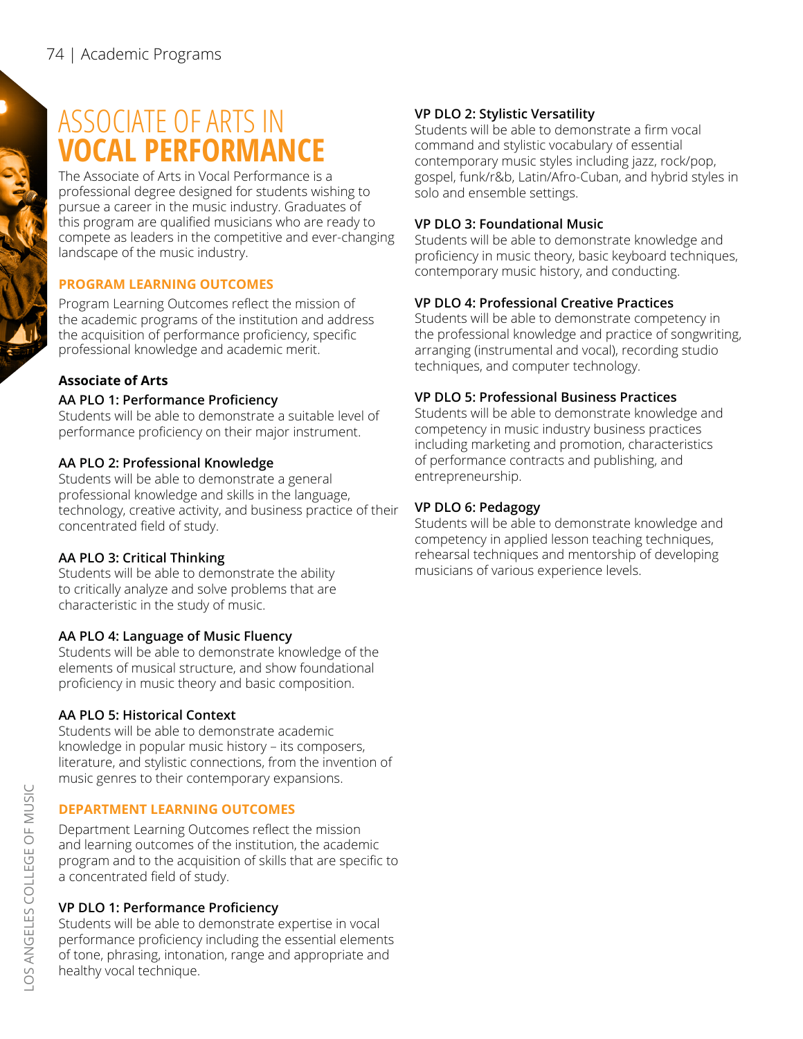# ASSOCIATE OF ARTS IN **VOCAL PERFORMANCE**

The Associate of Arts in Vocal Performance is a professional degree designed for students wishing to pursue a career in the music industry. Graduates of this program are qualified musicians who are ready to compete as leaders in the competitive and ever-changing landscape of the music industry.

## PROGRAM LEARNING OUTCOMES

Program Learning Outcomes reflect the mission of the academic programs of the institution and address the acquisition of performance proficiency, specific professional knowledge and academic merit.

### Associate of Arts

**AA PLO 1: Performance Proficiency**
Students will be able to demonstrate a suitable level of performance proficiency on their major instrument.

**AA PLO 2: Professional Knowledge**
Students will be able to demonstrate a general professional knowledge and skills in the language, technology, creative activity, and business practice of their concentrated field of study.

**AA PLO 3: Critical Thinking**
Students will be able to demonstrate the ability to critically analyze and solve problems that are characteristic in the study of music.

**AA PLO 4: Language of Music Fluency**
Students will be able to demonstrate knowledge of the elements of musical structure, and show foundational proficiency in music theory and basic composition.

**AA PLO 5: Historical Context**
Students will be able to demonstrate academic knowledge in popular music history – its composers, literature, and stylistic connections, from the invention of music genres to their contemporary expansions.

## DEPARTMENT LEARNING OUTCOMES

Department Learning Outcomes reflect the mission and learning outcomes of the institution, the academic program and to the acquisition of skills that are specific to a concentrated field of study.

**VP DLO 1: Performance Proficiency**
Students will be able to demonstrate expertise in vocal performance proficiency including the essential elements of tone, phrasing, intonation, range and appropriate and healthy vocal technique.

**VP DLO 2: Stylistic Versatility**
Students will be able to demonstrate a firm vocal command and stylistic vocabulary of essential contemporary music styles including jazz, rock/pop, gospel, funk/r&b, Latin/Afro-Cuban, and hybrid styles in solo and ensemble settings.

**VP DLO 3: Foundational Music**
Students will be able to demonstrate knowledge and proficiency in music theory, basic keyboard techniques, contemporary music history, and conducting.

**VP DLO 4: Professional Creative Practices**
Students will be able to demonstrate competency in the professional knowledge and practice of songwriting, arranging (instrumental and vocal), recording studio techniques, and computer technology.

**VP DLO 5: Professional Business Practices**
Students will be able to demonstrate knowledge and competency in music industry business practices including marketing and promotion, characteristics of performance contracts and publishing, and entrepreneurship.

**VP DLO 6: Pedagogy**
Students will be able to demonstrate knowledge and competency in applied lesson teaching techniques, rehearsal techniques and mentorship of developing musicians of various experience levels.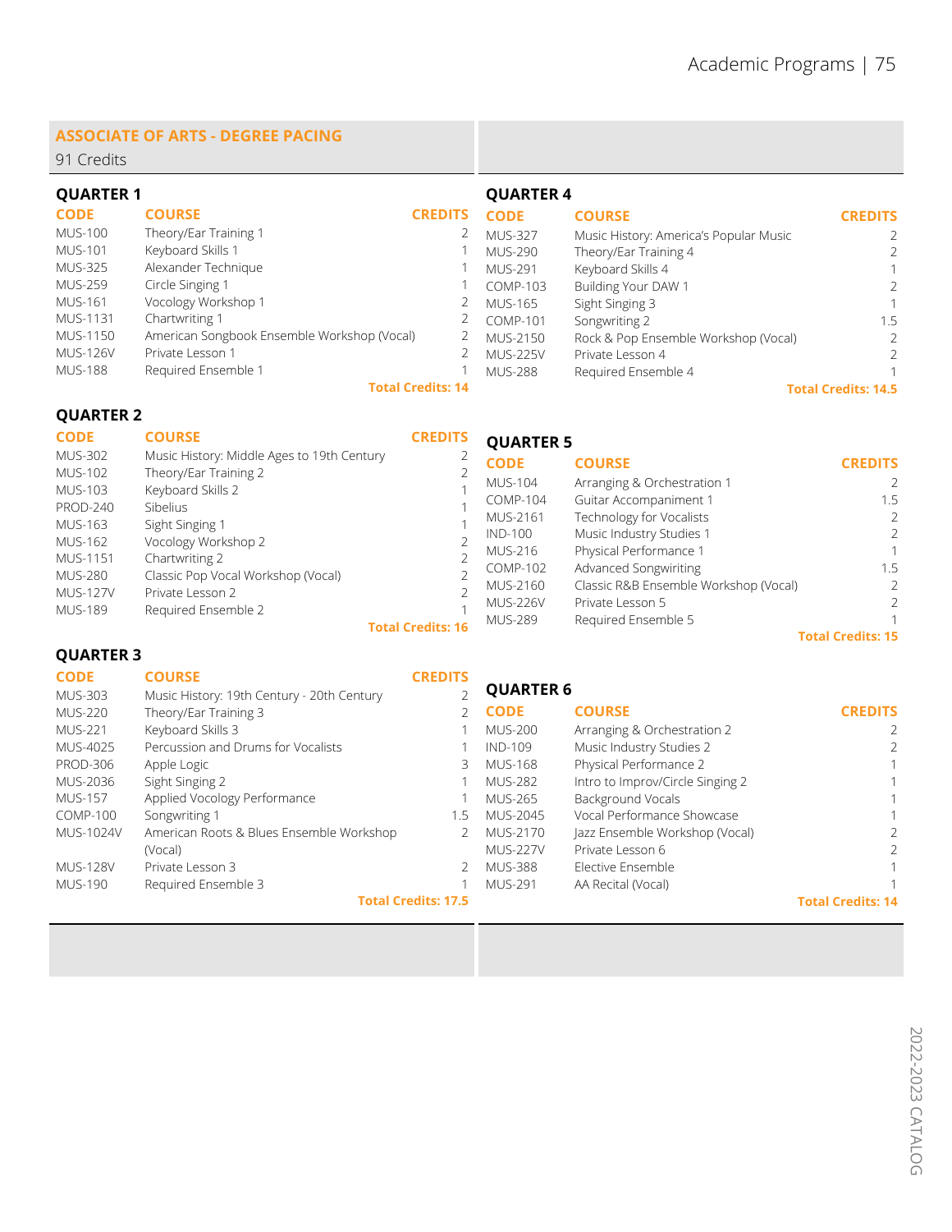## ASSOCIATE OF ARTS - DEGREE PACING

91 Credits

### QUARTER 1

| CODE | COURSE | CREDITS |
|---|---|---|
| MUS-100 | Theory/Ear Training 1 | 2 |
| MUS-101 | Keyboard Skills 1 | 1 |
| MUS-325 | Alexander Technique | 1 |
| MUS-259 | Circle Singing 1 | 1 |
| MUS-161 | Vocology Workshop 1 | 2 |
| MUS-1131 | Chartwriting 1 | 2 |
| MUS-1150 | American Songbook Ensemble Workshop (Vocal) | 2 |
| MUS-126V | Private Lesson 1 | 2 |
| MUS-188 | Required Ensemble 1 | 1 |
| | | **Total Credits: 14** |

### QUARTER 2

| CODE | COURSE | CREDITS |
|---|---|---|
| MUS-302 | Music History: Middle Ages to 19th Century | 2 |
| MUS-102 | Theory/Ear Training 2 | 2 |
| MUS-103 | Keyboard Skills 2 | 1 |
| PROD-240 | Sibelius | 1 |
| MUS-163 | Sight Singing 1 | 1 |
| MUS-162 | Vocology Workshop 2 | 2 |
| MUS-1151 | Chartwriting 2 | 2 |
| MUS-280 | Classic Pop Vocal Workshop (Vocal) | 2 |
| MUS-127V | Private Lesson 2 | 2 |
| MUS-189 | Required Ensemble 2 | 1 |
| | | **Total Credits: 16** |

### QUARTER 3

| CODE | COURSE | CREDITS |
|---|---|---|
| MUS-303 | Music History: 19th Century - 20th Century | 2 |
| MUS-220 | Theory/Ear Training 3 | 2 |
| MUS-221 | Keyboard Skills 3 | 1 |
| MUS-4025 | Percussion and Drums for Vocalists | 1 |
| PROD-306 | Apple Logic | 3 |
| MUS-2036 | Sight Singing 2 | 1 |
| MUS-157 | Applied Vocology Performance | 1 |
| COMP-100 | Songwriting 1 | 1.5 |
| MUS-1024V | American Roots & Blues Ensemble Workshop (Vocal) | 2 |
| MUS-128V | Private Lesson 3 | 2 |
| MUS-190 | Required Ensemble 3 | 1 |
| | | **Total Credits: 17.5** |

### QUARTER 4

| CODE | COURSE | CREDITS |
|---|---|---|
| MUS-327 | Music History: America's Popular Music | 2 |
| MUS-290 | Theory/Ear Training 4 | 2 |
| MUS-291 | Keyboard Skills 4 | 1 |
| COMP-103 | Building Your DAW 1 | 2 |
| MUS-165 | Sight Singing 3 | 1 |
| COMP-101 | Songwriting 2 | 1.5 |
| MUS-2150 | Rock & Pop Ensemble Workshop (Vocal) | 2 |
| MUS-225V | Private Lesson 4 | 2 |
| MUS-288 | Required Ensemble 4 | 1 |
| | | **Total Credits: 14.5** |

### QUARTER 5

| CODE | COURSE | CREDITS |
|---|---|---|
| MUS-104 | Arranging & Orchestration 1 | 2 |
| COMP-104 | Guitar Accompaniment 1 | 1.5 |
| MUS-2161 | Technology for Vocalists | 2 |
| IND-100 | Music Industry Studies 1 | 2 |
| MUS-216 | Physical Performance 1 | 1 |
| COMP-102 | Advanced Songwiriting | 1.5 |
| MUS-2160 | Classic R&B Ensemble Workshop (Vocal) | 2 |
| MUS-226V | Private Lesson 5 | 2 |
| MUS-289 | Required Ensemble 5 | 1 |
| | | **Total Credits: 15** |

### QUARTER 6

| CODE | COURSE | CREDITS |
|---|---|---|
| MUS-200 | Arranging & Orchestration 2 | 2 |
| IND-109 | Music Industry Studies 2 | 2 |
| MUS-168 | Physical Performance 2 | 1 |
| MUS-282 | Intro to Improv/Circle Singing 2 | 1 |
| MUS-265 | Background Vocals | 1 |
| MUS-2045 | Vocal Performance Showcase | 1 |
| MUS-2170 | Jazz Ensemble Workshop (Vocal) | 2 |
| MUS-227V | Private Lesson 6 | 2 |
| MUS-388 | Elective Ensemble | 1 |
| MUS-291 | AA Recital (Vocal) | 1 |
| | | **Total Credits: 14** |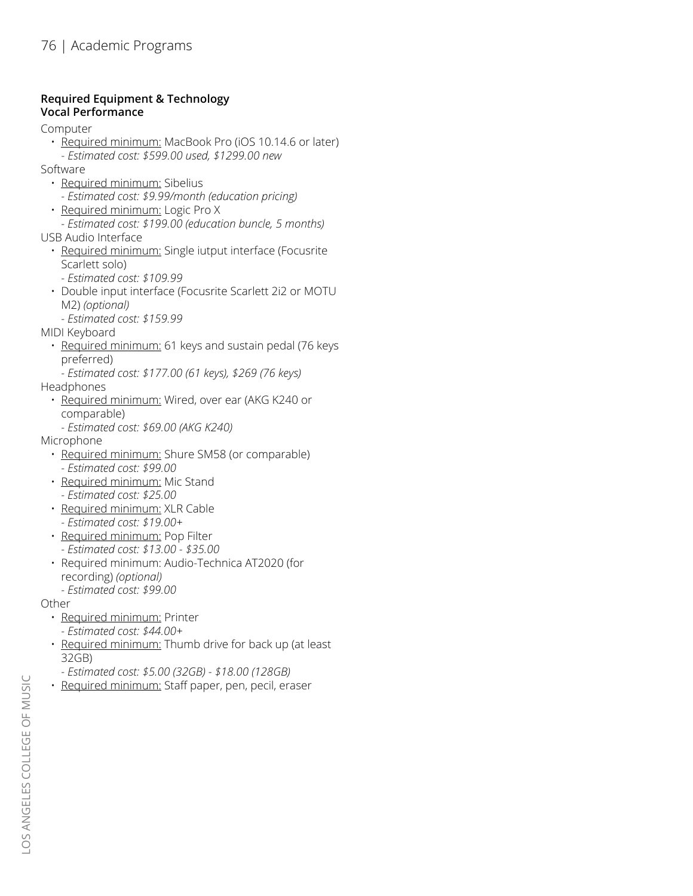**Required Equipment & Technology**
**Vocal Performance**

Computer

- Required minimum: MacBook Pro (iOS 10.14.6 or later)
  - *Estimated cost: $599.00 used, $1299.00 new*

Software

- Required minimum: Sibelius
  - *Estimated cost: $9.99/month (education pricing)*
- Required minimum: Logic Pro X
  - *Estimated cost: $199.00 (education buncle, 5 months)*

USB Audio Interface

- Required minimum: Single iutput interface (Focusrite Scarlett solo)
  - *Estimated cost: $109.99*
- Double input interface (Focusrite Scarlett 2i2 or MOTU M2) *(optional)*
  - *Estimated cost: $159.99*

MIDI Keyboard

- Required minimum: 61 keys and sustain pedal (76 keys preferred)
  - *Estimated cost: $177.00 (61 keys), $269 (76 keys)*

Headphones

- Required minimum: Wired, over ear (AKG K240 or comparable)
  - *Estimated cost: $69.00 (AKG K240)*

Microphone

- Required minimum: Shure SM58 (or comparable)
  - *Estimated cost: $99.00*
- Required minimum: Mic Stand
  - *Estimated cost: $25.00*
- Required minimum: XLR Cable
  - *Estimated cost: $19.00+*
- Required minimum: Pop Filter
  - *Estimated cost: $13.00 - $35.00*
- Required minimum: Audio-Technica AT2020 (for recording) *(optional)*
  - *Estimated cost: $99.00*

Other

- Required minimum: Printer
  - *Estimated cost: $44.00+*
- Required minimum: Thumb drive for back up (at least 32GB)
  - *Estimated cost: $5.00 (32GB) - $18.00 (128GB)*
- Required minimum: Staff paper, pen, pecil, eraser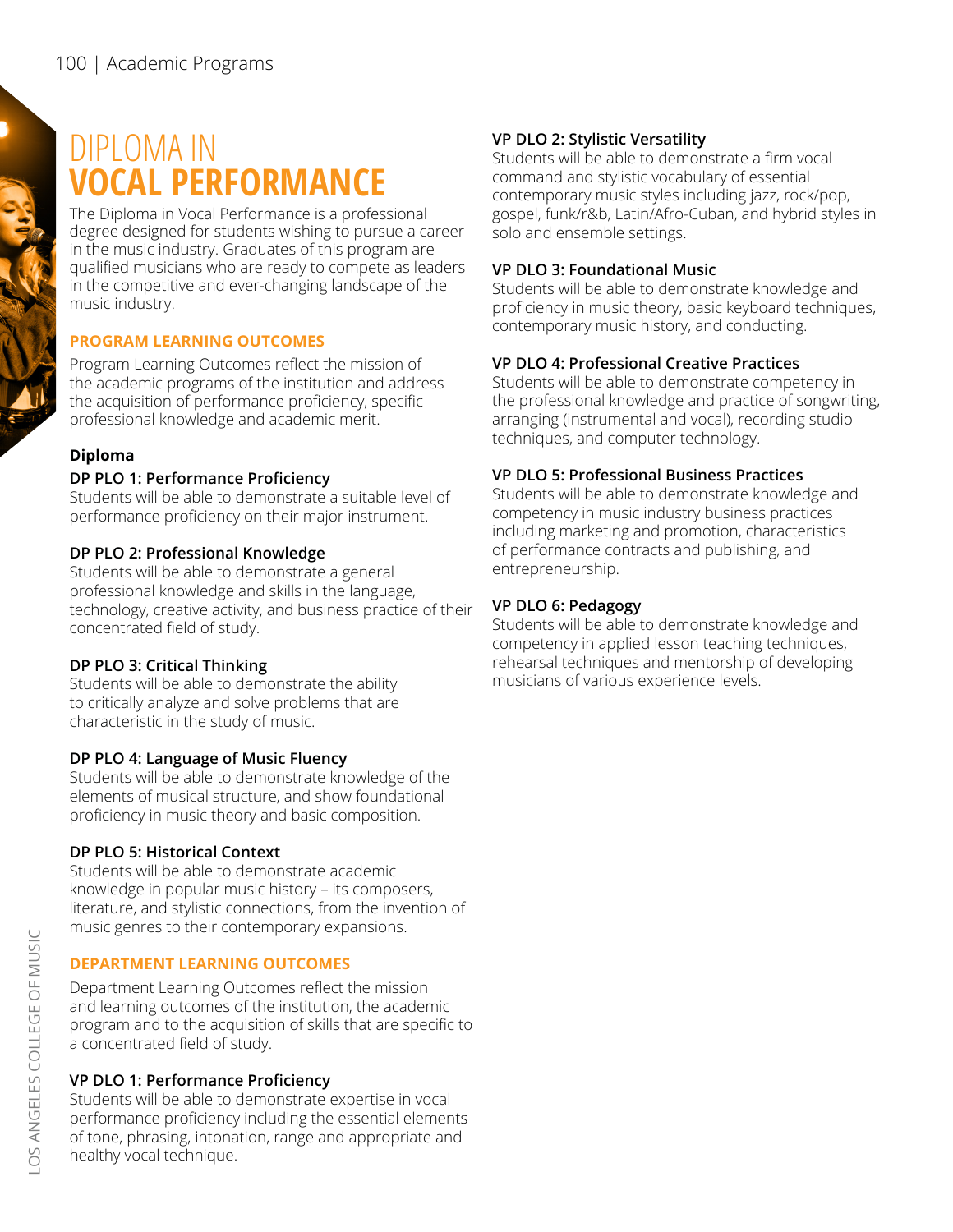# DIPLOMA IN **VOCAL PERFORMANCE**

The Diploma in Vocal Performance is a professional degree designed for students wishing to pursue a career in the music industry. Graduates of this program are qualified musicians who are ready to compete as leaders in the competitive and ever-changing landscape of the music industry.

## PROGRAM LEARNING OUTCOMES

Program Learning Outcomes reflect the mission of the academic programs of the institution and address the acquisition of performance proficiency, specific professional knowledge and academic merit.

### Diploma

**DP PLO 1: Performance Proficiency**
Students will be able to demonstrate a suitable level of performance proficiency on their major instrument.

**DP PLO 2: Professional Knowledge**
Students will be able to demonstrate a general professional knowledge and skills in the language, technology, creative activity, and business practice of their concentrated field of study.

**DP PLO 3: Critical Thinking**
Students will be able to demonstrate the ability to critically analyze and solve problems that are characteristic in the study of music.

**DP PLO 4: Language of Music Fluency**
Students will be able to demonstrate knowledge of the elements of musical structure, and show foundational proficiency in music theory and basic composition.

**DP PLO 5: Historical Context**
Students will be able to demonstrate academic knowledge in popular music history – its composers, literature, and stylistic connections, from the invention of music genres to their contemporary expansions.

## DEPARTMENT LEARNING OUTCOMES

Department Learning Outcomes reflect the mission and learning outcomes of the institution, the academic program and to the acquisition of skills that are specific to a concentrated field of study.

**VP DLO 1: Performance Proficiency**
Students will be able to demonstrate expertise in vocal performance proficiency including the essential elements of tone, phrasing, intonation, range and appropriate and healthy vocal technique.

**VP DLO 2: Stylistic Versatility**
Students will be able to demonstrate a firm vocal command and stylistic vocabulary of essential contemporary music styles including jazz, rock/pop, gospel, funk/r&b, Latin/Afro-Cuban, and hybrid styles in solo and ensemble settings.

**VP DLO 3: Foundational Music**
Students will be able to demonstrate knowledge and proficiency in music theory, basic keyboard techniques, contemporary music history, and conducting.

**VP DLO 4: Professional Creative Practices**
Students will be able to demonstrate competency in the professional knowledge and practice of songwriting, arranging (instrumental and vocal), recording studio techniques, and computer technology.

**VP DLO 5: Professional Business Practices**
Students will be able to demonstrate knowledge and competency in music industry business practices including marketing and promotion, characteristics of performance contracts and publishing, and entrepreneurship.

**VP DLO 6: Pedagogy**
Students will be able to demonstrate knowledge and competency in applied lesson teaching techniques, rehearsal techniques and mentorship of developing musicians of various experience levels.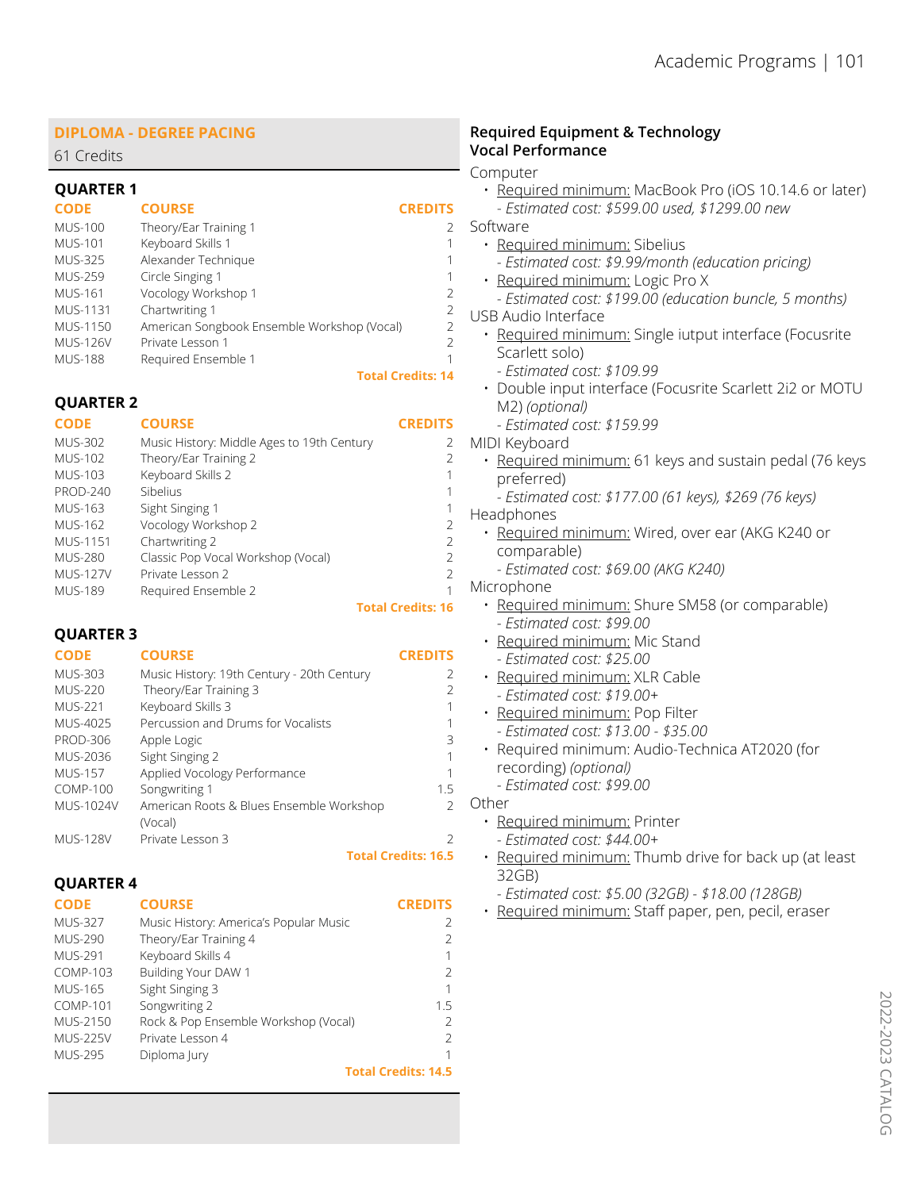## DIPLOMA - DEGREE PACING

61 Credits

### QUARTER 1

| CODE | COURSE | CREDITS |
|---|---|---|
| MUS-100 | Theory/Ear Training 1 | 2 |
| MUS-101 | Keyboard Skills 1 | 1 |
| MUS-325 | Alexander Technique | 1 |
| MUS-259 | Circle Singing 1 | 1 |
| MUS-161 | Vocology Workshop 1 | 2 |
| MUS-1131 | Chartwriting 1 | 2 |
| MUS-1150 | American Songbook Ensemble Workshop (Vocal) | 2 |
| MUS-126V | Private Lesson 1 | 2 |
| MUS-188 | Required Ensemble 1 | 1 |
| | | **Total Credits: 14** |

### QUARTER 2

| CODE | COURSE | CREDITS |
|---|---|---|
| MUS-302 | Music History: Middle Ages to 19th Century | 2 |
| MUS-102 | Theory/Ear Training 2 | 2 |
| MUS-103 | Keyboard Skills 2 | 1 |
| PROD-240 | Sibelius | 1 |
| MUS-163 | Sight Singing 1 | 1 |
| MUS-162 | Vocology Workshop 2 | 2 |
| MUS-1151 | Chartwriting 2 | 2 |
| MUS-280 | Classic Pop Vocal Workshop (Vocal) | 2 |
| MUS-127V | Private Lesson 2 | 2 |
| MUS-189 | Required Ensemble 2 | 1 |
| | | **Total Credits: 16** |

### QUARTER 3

| CODE | COURSE | CREDITS |
|---|---|---|
| MUS-303 | Music History: 19th Century - 20th Century | 2 |
| MUS-220 | Theory/Ear Training 3 | 2 |
| MUS-221 | Keyboard Skills 3 | 1 |
| MUS-4025 | Percussion and Drums for Vocalists | 1 |
| PROD-306 | Apple Logic | 3 |
| MUS-2036 | Sight Singing 2 | 1 |
| MUS-157 | Applied Vocology Performance | 1 |
| COMP-100 | Songwriting 1 | 1.5 |
| MUS-1024V | American Roots & Blues Ensemble Workshop (Vocal) | 2 |
| MUS-128V | Private Lesson 3 | 2 |
| | | **Total Credits: 16.5** |

### QUARTER 4

| CODE | COURSE | CREDITS |
|---|---|---|
| MUS-327 | Music History: America's Popular Music | 2 |
| MUS-290 | Theory/Ear Training 4 | 2 |
| MUS-291 | Keyboard Skills 4 | 1 |
| COMP-103 | Building Your DAW 1 | 2 |
| MUS-165 | Sight Singing 3 | 1 |
| COMP-101 | Songwriting 2 | 1.5 |
| MUS-2150 | Rock & Pop Ensemble Workshop (Vocal) | 2 |
| MUS-225V | Private Lesson 4 | 2 |
| MUS-295 | Diploma Jury | 1 |
| | | **Total Credits: 14.5** |

## Required Equipment & Technology Vocal Performance

Computer
- Required minimum: MacBook Pro (iOS 10.14.6 or later)
  - *Estimated cost: $599.00 used, $1299.00 new*

Software
- Required minimum: Sibelius
  - *Estimated cost: $9.99/month (education pricing)*
- Required minimum: Logic Pro X
  - *Estimated cost: $199.00 (education buncle, 5 months)*

USB Audio Interface
- Required minimum: Single iutput interface (Focusrite Scarlett solo)
  - *Estimated cost: $109.99*
- Double input interface (Focusrite Scarlett 2i2 or MOTU M2) *(optional)*
  - *Estimated cost: $159.99*

MIDI Keyboard
- Required minimum: 61 keys and sustain pedal (76 keys preferred)
  - *Estimated cost: $177.00 (61 keys), $269 (76 keys)*

Headphones
- Required minimum: Wired, over ear (AKG K240 or comparable)
  - *Estimated cost: $69.00 (AKG K240)*

Microphone
- Required minimum: Shure SM58 (or comparable)
  - *Estimated cost: $99.00*
- Required minimum: Mic Stand
  - *Estimated cost: $25.00*
- Required minimum: XLR Cable
  - *Estimated cost: $19.00+*
- Required minimum: Pop Filter
  - *Estimated cost: $13.00 - $35.00*
- Required minimum: Audio-Technica AT2020 (for recording) *(optional)*
  - *Estimated cost: $99.00*

Other
- Required minimum: Printer
  - *Estimated cost: $44.00+*
- Required minimum: Thumb drive for back up (at least 32GB)
  - *Estimated cost: $5.00 (32GB) - $18.00 (128GB)*
- Required minimum: Staff paper, pen, pecil, eraser